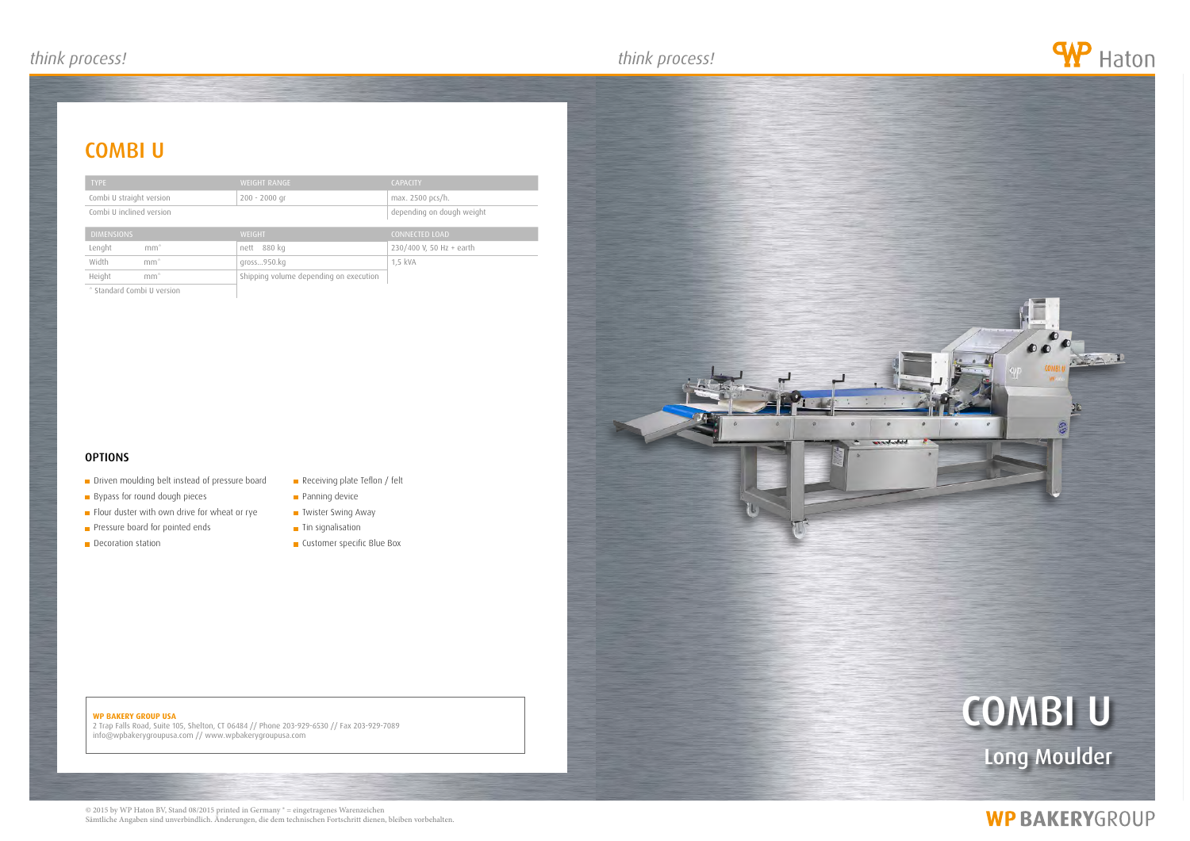# COMBI U

| TYPE | WEIGHT RANGE | CAPACITY |
|---|---|---|
| Combi U straight version | 200 - 2000 gr | max. 2500 pcs/h. |
| Combi U inclined version | | depending on dough weight |

| DIMENSIONS | | WEIGHT | CONNECTED LOAD |
|---|---|---|---|
| Lenght | mm* | nett 880 kg | 230/400 V, 50 Hz + earth |
| Width | mm* | gross...950.kg | 1,5 kVA |
| Height | mm* | Shipping volume depending on execution | |

\* Standard Combi U version

### OPTIONS

- Driven moulding belt instead of pressure board
- Bypass for round dough pieces
- Flour duster with own drive for wheat or rye
- Pressure board for pointed ends
- Decoration station
- Receiving plate Teflon / felt
- Panning device
- Twister Swing Away
- Tin signalisation
- Customer specific Blue Box

**WP BAKERY GROUP USA**
2 Trap Falls Road, Suite 105, Shelton, CT 06484 // Phone 203-929-6530 // Fax 203-929-7089
info@wpbakerygroupusa.com // www.wpbakerygroupusa.com

© 2015 by WP Haton BV, Stand 08/2015 printed in Germany ® = eingetragenes Warenzeichen
Sämtliche Angaben sind unverbindlich. Änderungen, die dem technischen Fortschritt dienen, bleiben vorbehalten.

# COMBI U

## Long Moulder

WP BAKERYGROUP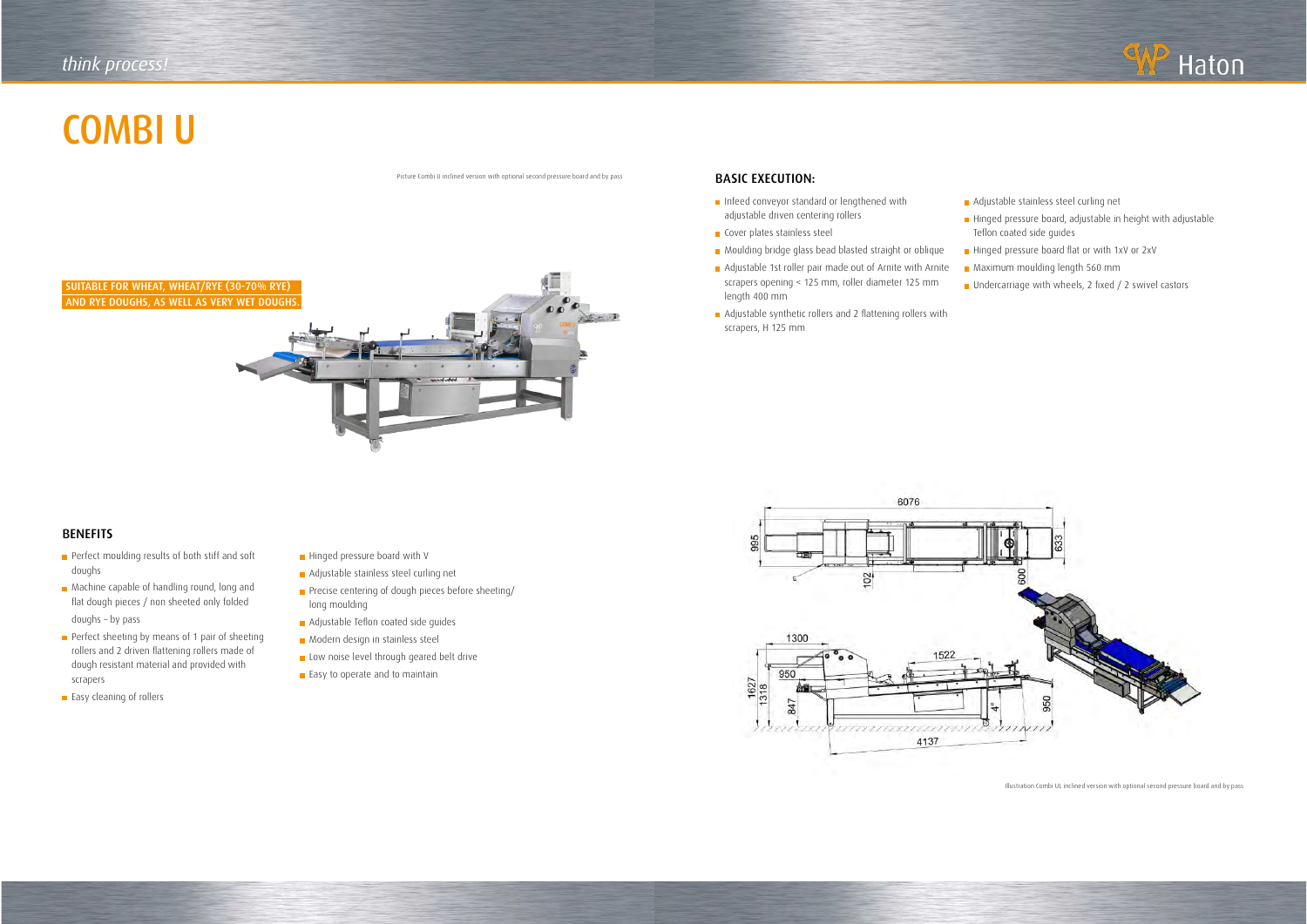*think process!*

Haton

# COMBI U

Picture Combi U inclined version with optional second pressure board and by pass

SUITABLE FOR WHEAT, WHEAT/RYE (30-70% RYE) AND RYE DOUGHS, AS WELL AS VERY WET DOUGHS.

## BASIC EXECUTION:

- Infeed conveyor standard or lengthened with adjustable driven centering rollers
- Cover plates stainless steel
- Moulding bridge glass bead blasted straight or oblique
- Adjustable 1st roller pair made out of Arnite with Arnite scrapers opening < 125 mm, roller diameter 125 mm length 400 mm
- Adjustable synthetic rollers and 2 flattening rollers with scrapers, H 125 mm
- Adjustable stainless steel curling net
- Hinged pressure board, adjustable in height with adjustable Teflon coated side guides
- Hinged pressure board flat or with 1xV or 2xV
- Maximum moulding length 560 mm
- Undercarriage with wheels, 2 fixed / 2 swivel castors

## BENEFITS

- Perfect moulding results of both stiff and soft doughs
- Machine capable of handling round, long and flat dough pieces / non sheeted only folded doughs – by pass
- Perfect sheeting by means of 1 pair of sheeting rollers and 2 driven flattening rollers made of dough resistant material and provided with scrapers
- Easy cleaning of rollers
- Hinged pressure board with V
- Adjustable stainless steel curling net
- Precise centering of dough pieces before sheeting/ long moulding
- Adjustable Teflon coated side guides
- Modern design in stainless steel
- Low noise level through geared belt drive
- Easy to operate and to maintain

6076
995
102
600
633
1300
1522
950
1627
1318
847
4°
950
4137

Illustration Combi UL inclined version with optional second pressure board and by pass